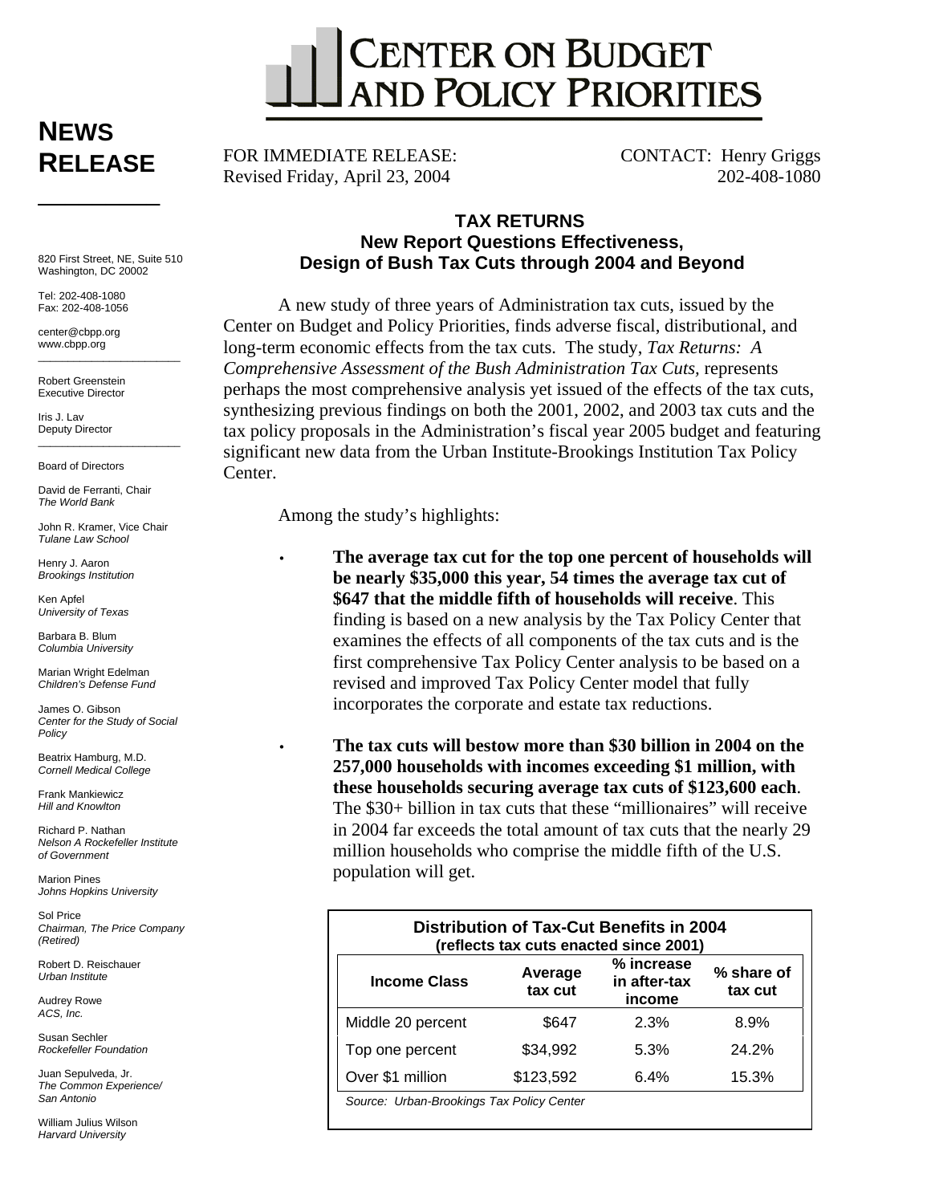# CENTER ON BUDGET AND POLICY PRIORITIES

## NEWS RELEASE

FOR IMMEDIATE RELEASE:
Revised Friday, April 23, 2004

CONTACT: Henry Griggs
202-408-1080

820 First Street, NE, Suite 510
Washington, DC 20002

Tel: 202-408-1080
Fax: 202-408-1056

center@cbpp.org
www.cbpp.org

Robert Greenstein
Executive Director

Iris J. Lav
Deputy Director

Board of Directors

David de Ferranti, Chair
*The World Bank*

John R. Kramer, Vice Chair
*Tulane Law School*

Henry J. Aaron
*Brookings Institution*

Ken Apfel
*University of Texas*

Barbara B. Blum
*Columbia University*

Marian Wright Edelman
*Children's Defense Fund*

James O. Gibson
*Center for the Study of Social Policy*

Beatrix Hamburg, M.D.
*Cornell Medical College*

Frank Mankiewicz
*Hill and Knowlton*

Richard P. Nathan
*Nelson A Rockefeller Institute of Government*

Marion Pines
*Johns Hopkins University*

Sol Price
*Chairman, The Price Company (Retired)*

Robert D. Reischauer
*Urban Institute*

Audrey Rowe
*ACS, Inc.*

Susan Sechler
*Rockefeller Foundation*

Juan Sepulveda, Jr.
*The Common Experience/ San Antonio*

William Julius Wilson
*Harvard University*

### TAX RETURNS
### New Report Questions Effectiveness, Design of Bush Tax Cuts through 2004 and Beyond

A new study of three years of Administration tax cuts, issued by the Center on Budget and Policy Priorities, finds adverse fiscal, distributional, and long-term economic effects from the tax cuts. The study, *Tax Returns: A Comprehensive Assessment of the Bush Administration Tax Cuts,* represents perhaps the most comprehensive analysis yet issued of the effects of the tax cuts, synthesizing previous findings on both the 2001, 2002, and 2003 tax cuts and the tax policy proposals in the Administration's fiscal year 2005 budget and featuring significant new data from the Urban Institute-Brookings Institution Tax Policy Center.

Among the study's highlights:

- **The average tax cut for the top one percent of households will be nearly $35,000 this year, 54 times the average tax cut of $647 that the middle fifth of households will receive**. This finding is based on a new analysis by the Tax Policy Center that examines the effects of all components of the tax cuts and is the first comprehensive Tax Policy Center analysis to be based on a revised and improved Tax Policy Center model that fully incorporates the corporate and estate tax reductions.

- **The tax cuts will bestow more than $30 billion in 2004 on the 257,000 households with incomes exceeding $1 million, with these households securing average tax cuts of $123,600 each**. The $30+ billion in tax cuts that these "millionaires" will receive in 2004 far exceeds the total amount of tax cuts that the nearly 29 million households who comprise the middle fifth of the U.S. population will get.

**Distribution of Tax-Cut Benefits in 2004**
**(reflects tax cuts enacted since 2001)**

| Income Class | Average tax cut | % increase in after-tax income | % share of tax cut |
|---|---|---|---|
| Middle 20 percent | $647 | 2.3% | 8.9% |
| Top one percent | $34,992 | 5.3% | 24.2% |
| Over $1 million | $123,592 | 6.4% | 15.3% |

*Source: Urban-Brookings Tax Policy Center*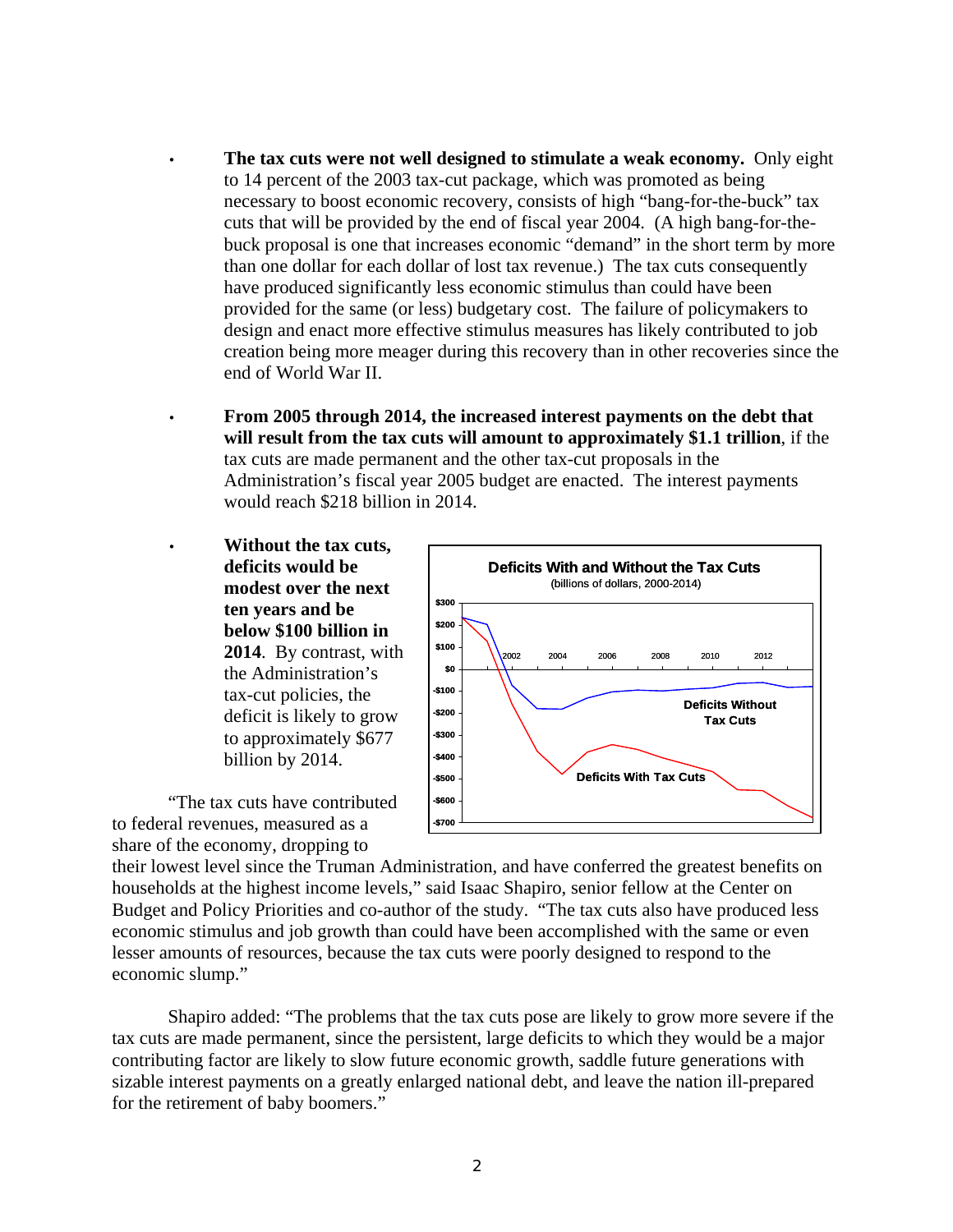- **The tax cuts were not well designed to stimulate a weak economy.** Only eight to 14 percent of the 2003 tax-cut package, which was promoted as being necessary to boost economic recovery, consists of high "bang-for-the-buck" tax cuts that will be provided by the end of fiscal year 2004. (A high bang-for-the-buck proposal is one that increases economic "demand" in the short term by more than one dollar for each dollar of lost tax revenue.) The tax cuts consequently have produced significantly less economic stimulus than could have been provided for the same (or less) budgetary cost. The failure of policymakers to design and enact more effective stimulus measures has likely contributed to job creation being more meager during this recovery than in other recoveries since the end of World War II.

- **From 2005 through 2014, the increased interest payments on the debt that will result from the tax cuts will amount to approximately $1.1 trillion**, if the tax cuts are made permanent and the other tax-cut proposals in the Administration's fiscal year 2005 budget are enacted. The interest payments would reach $218 billion in 2014.

- **Without the tax cuts, deficits would be modest over the next ten years and be below $100 billion in 2014**. By contrast, with the Administration's tax-cut policies, the deficit is likely to grow to approximately $677 billion by 2014.

**Deficits With and Without the Tax Cuts**
(billions of dollars, 2000-2014)

"The tax cuts have contributed to federal revenues, measured as a share of the economy, dropping to their lowest level since the Truman Administration, and have conferred the greatest benefits on households at the highest income levels," said Isaac Shapiro, senior fellow at the Center on Budget and Policy Priorities and co-author of the study. "The tax cuts also have produced less economic stimulus and job growth than could have been accomplished with the same or even lesser amounts of resources, because the tax cuts were poorly designed to respond to the economic slump."

Shapiro added: "The problems that the tax cuts pose are likely to grow more severe if the tax cuts are made permanent, since the persistent, large deficits to which they would be a major contributing factor are likely to slow future economic growth, saddle future generations with sizable interest payments on a greatly enlarged national debt, and leave the nation ill-prepared for the retirement of baby boomers."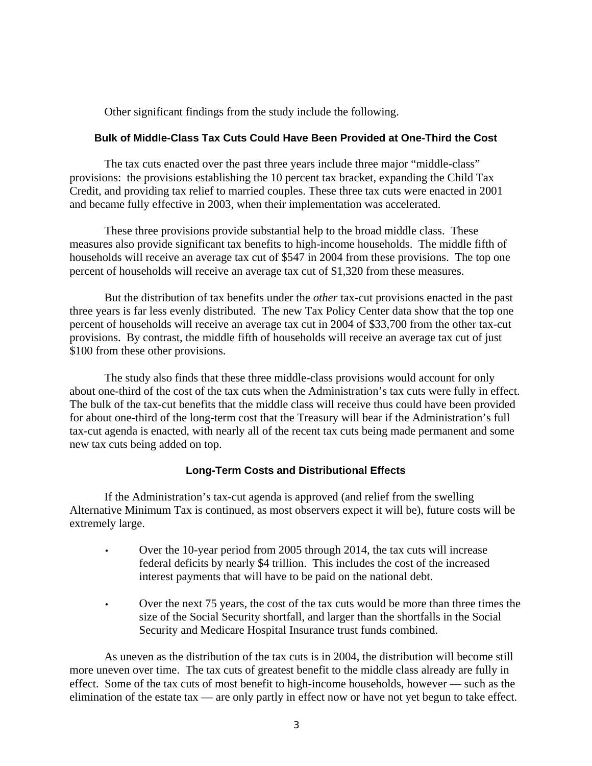Other significant findings from the study include the following.

### Bulk of Middle-Class Tax Cuts Could Have Been Provided at One-Third the Cost

The tax cuts enacted over the past three years include three major "middle-class" provisions: the provisions establishing the 10 percent tax bracket, expanding the Child Tax Credit, and providing tax relief to married couples. These three tax cuts were enacted in 2001 and became fully effective in 2003, when their implementation was accelerated.

These three provisions provide substantial help to the broad middle class. These measures also provide significant tax benefits to high-income households. The middle fifth of households will receive an average tax cut of $547 in 2004 from these provisions. The top one percent of households will receive an average tax cut of $1,320 from these measures.

But the distribution of tax benefits under the *other* tax-cut provisions enacted in the past three years is far less evenly distributed. The new Tax Policy Center data show that the top one percent of households will receive an average tax cut in 2004 of $33,700 from the other tax-cut provisions. By contrast, the middle fifth of households will receive an average tax cut of just $100 from these other provisions.

The study also finds that these three middle-class provisions would account for only about one-third of the cost of the tax cuts when the Administration's tax cuts were fully in effect. The bulk of the tax-cut benefits that the middle class will receive thus could have been provided for about one-third of the long-term cost that the Treasury will bear if the Administration's full tax-cut agenda is enacted, with nearly all of the recent tax cuts being made permanent and some new tax cuts being added on top.

### Long-Term Costs and Distributional Effects

If the Administration's tax-cut agenda is approved (and relief from the swelling Alternative Minimum Tax is continued, as most observers expect it will be), future costs will be extremely large.

- Over the 10-year period from 2005 through 2014, the tax cuts will increase federal deficits by nearly $4 trillion. This includes the cost of the increased interest payments that will have to be paid on the national debt.
- Over the next 75 years, the cost of the tax cuts would be more than three times the size of the Social Security shortfall, and larger than the shortfalls in the Social Security and Medicare Hospital Insurance trust funds combined.

As uneven as the distribution of the tax cuts is in 2004, the distribution will become still more uneven over time. The tax cuts of greatest benefit to the middle class already are fully in effect. Some of the tax cuts of most benefit to high-income households, however — such as the elimination of the estate tax — are only partly in effect now or have not yet begun to take effect.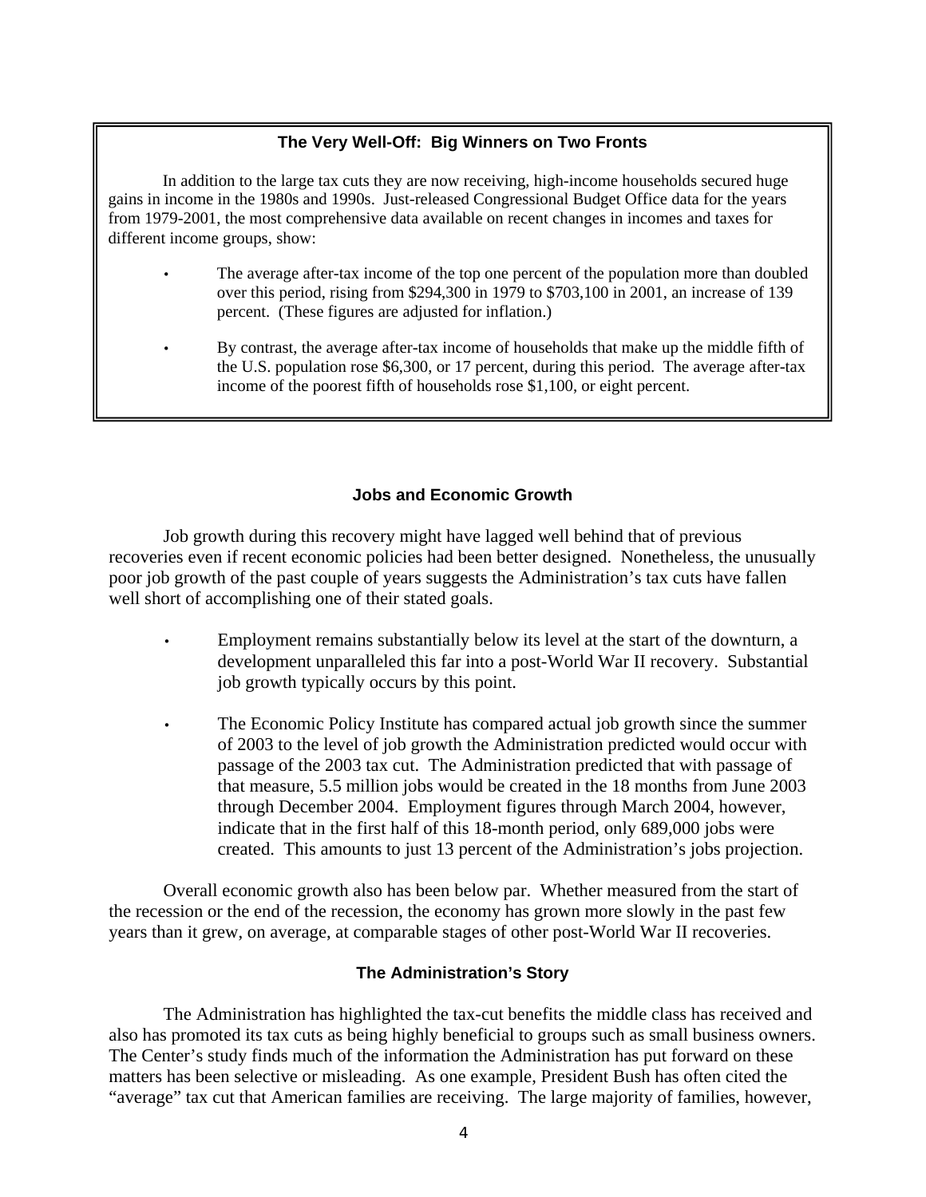**The Very Well-Off: Big Winners on Two Fronts**

In addition to the large tax cuts they are now receiving, high-income households secured huge gains in income in the 1980s and 1990s. Just-released Congressional Budget Office data for the years from 1979-2001, the most comprehensive data available on recent changes in incomes and taxes for different income groups, show:

- The average after-tax income of the top one percent of the population more than doubled over this period, rising from $294,300 in 1979 to $703,100 in 2001, an increase of 139 percent. (These figures are adjusted for inflation.)
- By contrast, the average after-tax income of households that make up the middle fifth of the U.S. population rose $6,300, or 17 percent, during this period. The average after-tax income of the poorest fifth of households rose $1,100, or eight percent.

### Jobs and Economic Growth

Job growth during this recovery might have lagged well behind that of previous recoveries even if recent economic policies had been better designed. Nonetheless, the unusually poor job growth of the past couple of years suggests the Administration's tax cuts have fallen well short of accomplishing one of their stated goals.

- Employment remains substantially below its level at the start of the downturn, a development unparalleled this far into a post-World War II recovery. Substantial job growth typically occurs by this point.
- The Economic Policy Institute has compared actual job growth since the summer of 2003 to the level of job growth the Administration predicted would occur with passage of the 2003 tax cut. The Administration predicted that with passage of that measure, 5.5 million jobs would be created in the 18 months from June 2003 through December 2004. Employment figures through March 2004, however, indicate that in the first half of this 18-month period, only 689,000 jobs were created. This amounts to just 13 percent of the Administration's jobs projection.

Overall economic growth also has been below par. Whether measured from the start of the recession or the end of the recession, the economy has grown more slowly in the past few years than it grew, on average, at comparable stages of other post-World War II recoveries.

### The Administration's Story

The Administration has highlighted the tax-cut benefits the middle class has received and also has promoted its tax cuts as being highly beneficial to groups such as small business owners. The Center's study finds much of the information the Administration has put forward on these matters has been selective or misleading. As one example, President Bush has often cited the "average" tax cut that American families are receiving. The large majority of families, however,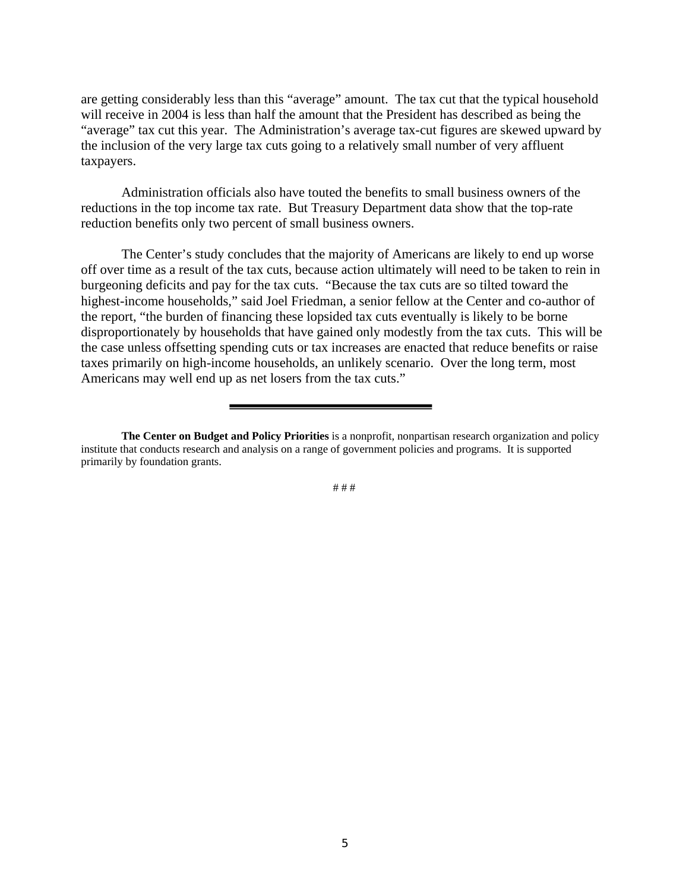are getting considerably less than this "average" amount. The tax cut that the typical household will receive in 2004 is less than half the amount that the President has described as being the "average" tax cut this year. The Administration's average tax-cut figures are skewed upward by the inclusion of the very large tax cuts going to a relatively small number of very affluent taxpayers.

Administration officials also have touted the benefits to small business owners of the reductions in the top income tax rate. But Treasury Department data show that the top-rate reduction benefits only two percent of small business owners.

The Center's study concludes that the majority of Americans are likely to end up worse off over time as a result of the tax cuts, because action ultimately will need to be taken to rein in burgeoning deficits and pay for the tax cuts. "Because the tax cuts are so tilted toward the highest-income households," said Joel Friedman, a senior fellow at the Center and co-author of the report, "the burden of financing these lopsided tax cuts eventually is likely to be borne disproportionately by households that have gained only modestly from the tax cuts. This will be the case unless offsetting spending cuts or tax increases are enacted that reduce benefits or raise taxes primarily on high-income households, an unlikely scenario. Over the long term, most Americans may well end up as net losers from the tax cuts."

---

**The Center on Budget and Policy Priorities** is a nonprofit, nonpartisan research organization and policy institute that conducts research and analysis on a range of government policies and programs. It is supported primarily by foundation grants.

# # #